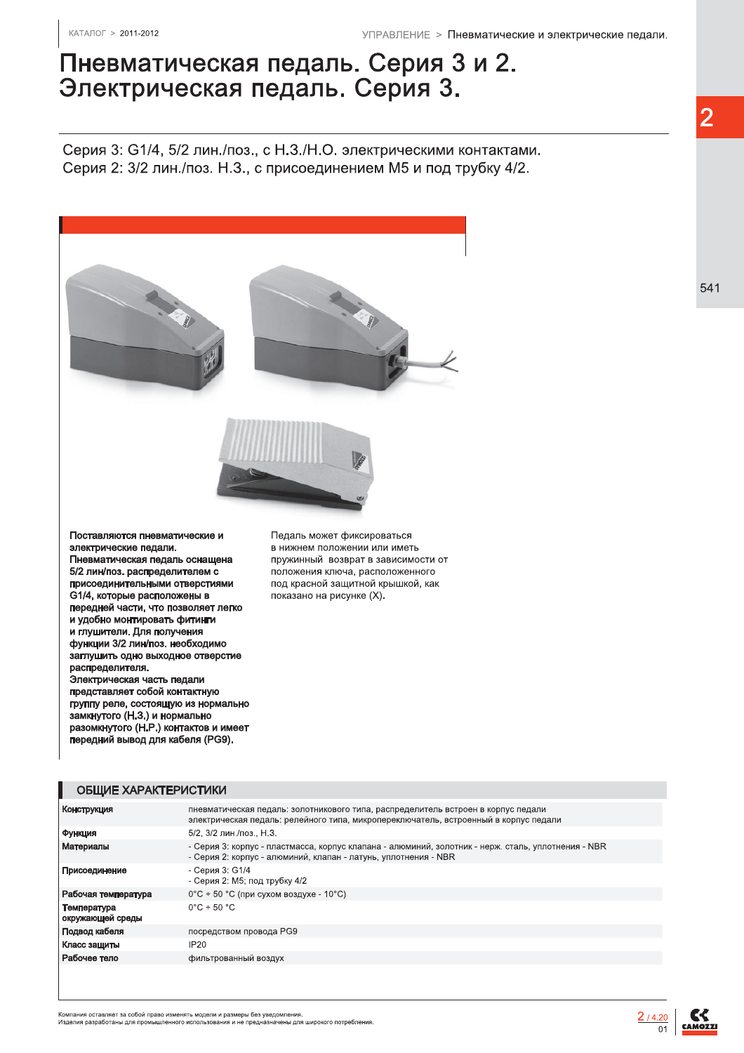# Пневматическая педаль. Серия 3 и 2. Электрическая педаль. Серия 3.

Серия 3: G1/4, 5/2 лин./поз., с Н.З./Н.О. электрическими контактами.
Серия 2: 3/2 лин./поз. Н.З., с присоединением М5 и под трубку 4/2.

**Поставляются пневматические и электрические педали. Пневматическая педаль оснащена 5/2 лин/поз. распределителем с присоединительными отверстиями G1/4, которые расположены в передней части, что позволяет легко и удобно монтировать фитинги и глушители. Для получения функции 3/2 лин/поз. необходимо заглушить одно выходное отверстие распределителя. Электрическая часть педали представляет собой контактную группу реле, состоящую из нормально замкнутого (Н.З.) и нормально разомкнутого (Н.Р.) контактов и имеет передний вывод для кабеля (PG9).**

Педаль может фиксироваться в нижнем положении или иметь пружинный возврат в зависимости от положения ключа, расположенного под красной защитной крышкой, как показано на рисунке (X).

## ОБЩИЕ ХАРАКТЕРИСТИКИ

| | |
|---|---|
| **Конструкция** | пневматическая педаль: золотникового типа, распределитель встроен в корпус педали<br>электрическая педаль: релейного типа, микропереключатель, встроенный в корпус педали |
| **Функция** | 5/2, 3/2 лин./поз., Н.З. |
| **Материалы** | - Серия 3: корпус - пластмасса, корпус клапана - алюминий, золотник - нерж. сталь, уплотнения - NBR<br>- Серия 2: корпус - алюминий, клапан - латунь, уплотнения - NBR |
| **Присоединение** | - Серия 3: G1/4<br>- Серия 2: М5; под трубку 4/2 |
| **Рабочая температура** | 0°C ÷ 50 °C (при сухом воздухе - 10°C) |
| **Температура окружающей среды** | 0°C ÷ 50 °C |
| **Подвод кабеля** | посредством провода PG9 |
| **Класс защиты** | IP20 |
| **Рабочее тело** | фильтрованный воздух |

Компания оставляет за собой право изменять модели и размеры без уведомления.
Изделия разработаны для промышленного использования и не предназначены для широкого потребления.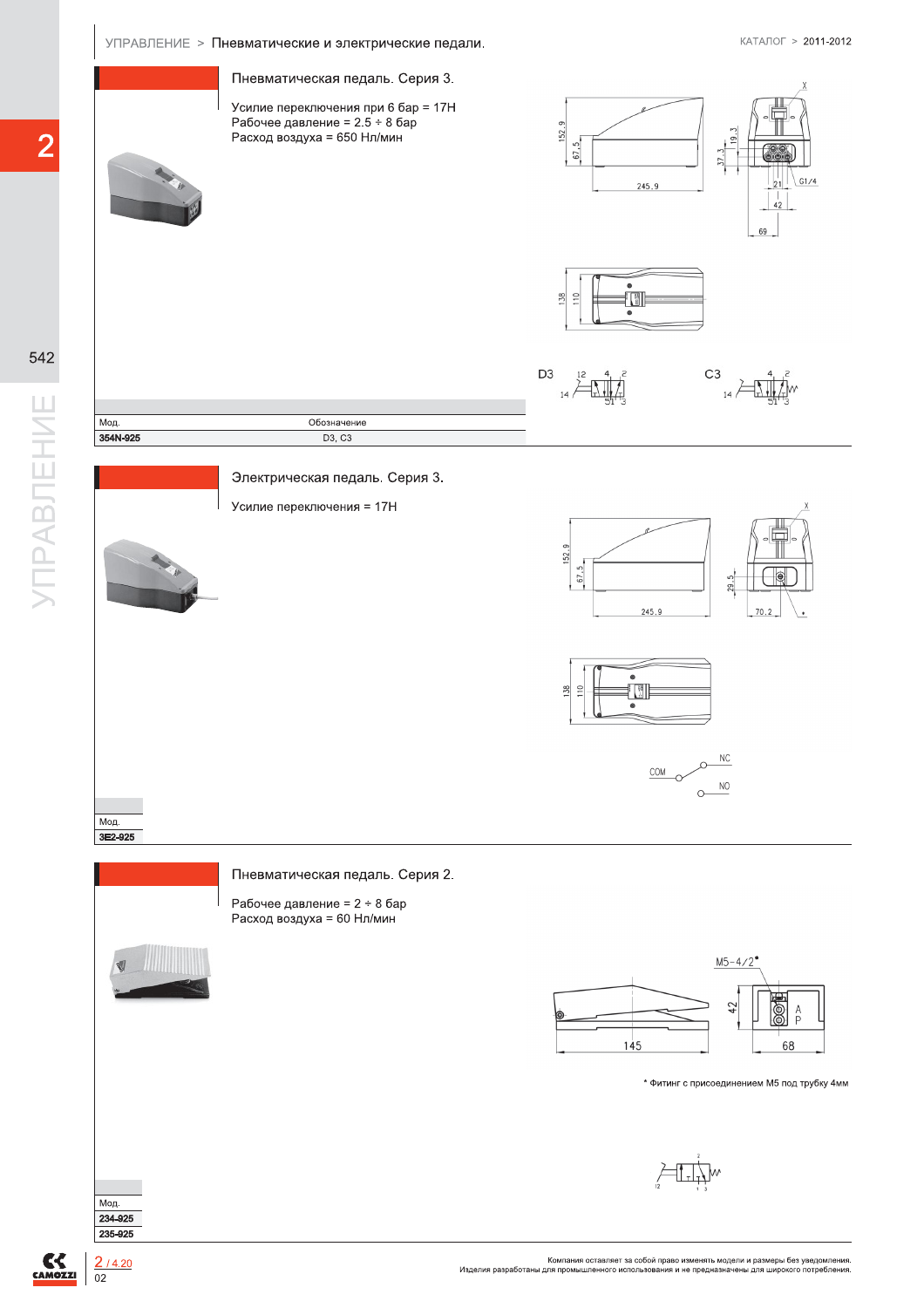## Пневматическая педаль. Серия 3.

Усилие переключения при 6 бар = 17Н
Рабочее давление = 2.5 ÷ 8 бар
Расход воздуха = 650 Нл/мин

D3

C3

| Мод. | Обозначение |
|---|---|
| **354N-925** | D3, C3 |

## Электрическая педаль. Серия 3.

Усилие переключения = 17Н

| Мод. |
|---|
| **3E2-925** |

## Пневматическая педаль. Серия 2.

Рабочее давление = 2 ÷ 8 бар
Расход воздуха = 60 Нл/мин

M5-4/2*

\* Фитинг с присоединением M5 под трубку 4мм

| Мод. |
|---|
| **234-925** |
| **235-925** |

Компания оставляет за собой право изменять модели и размеры без уведомления.
Изделия разработаны для промышленного использования и не предназначены для широкого потребления.